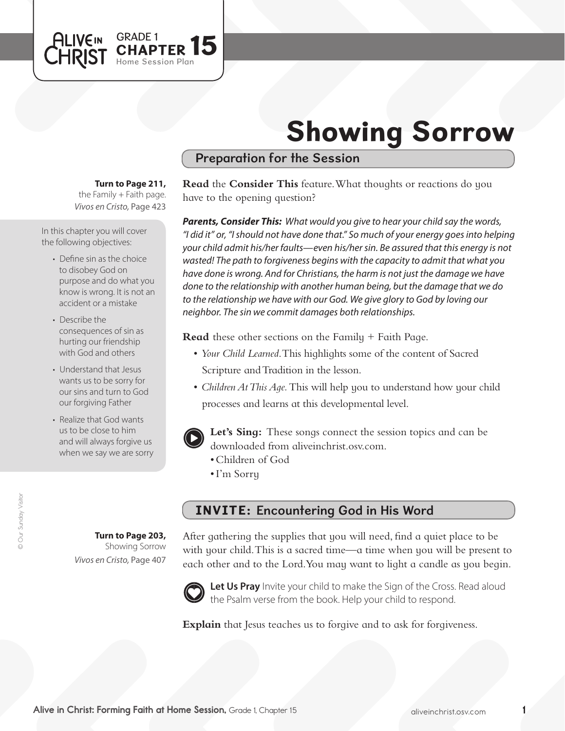ALIVE IN CHRIST GRADE 1 **CHAPTER 15** Home Session Plan

# Showing Sorrow

## Preparation for the Session

**Turn to Page 211,** the Family + Faith page. *Vivos en Cristo,* Page 423

In this chapter you will cover the following objectives:

- Define sin as the choice to disobey God on purpose and do what you know is wrong. It is not an accident or a mistake
- Describe the consequences of sin as hurting our friendship with God and others
- Understand that Jesus wants us to be sorry for our sins and turn to God our forgiving Father
- Realize that God wants us to be close to him and will always forgive us when we say we are sorry

**Read** the **Consider This** feature. What thoughts or reactions do you have to the opening question?

***Parents, Consider This:*** *What would you give to hear your child say the words, "I did it" or, "I should not have done that." So much of your energy goes into helping your child admit his/her faults—even his/her sin. Be assured that this energy is not wasted! The path to forgiveness begins with the capacity to admit that what you have done is wrong. And for Christians, the harm is not just the damage we have done to the relationship with another human being, but the damage that we do to the relationship we have with our God. We give glory to God by loving our neighbor. The sin we commit damages both relationships.*

**Read** these other sections on the Family + Faith Page.

- *Your Child Learned.* This highlights some of the content of Sacred Scripture and Tradition in the lesson.
- *Children At This Age.* This will help you to understand how your child processes and learns at this developmental level.

**Let's Sing:** These songs connect the session topics and can be downloaded from aliveinchrist.osv.com.

- Children of God
- I'm Sorry

## INVITE: Encountering God in His Word

**Turn to Page 203,** Showing Sorrow *Vivos en Cristo,* Page 407

After gathering the supplies that you will need, find a quiet place to be with your child. This is a sacred time—a time when you will be present to each other and to the Lord. You may want to light a candle as you begin.

**Let Us Pray** Invite your child to make the Sign of the Cross. Read aloud the Psalm verse from the book. Help your child to respond.

**Explain** that Jesus teaches us to forgive and to ask for forgiveness.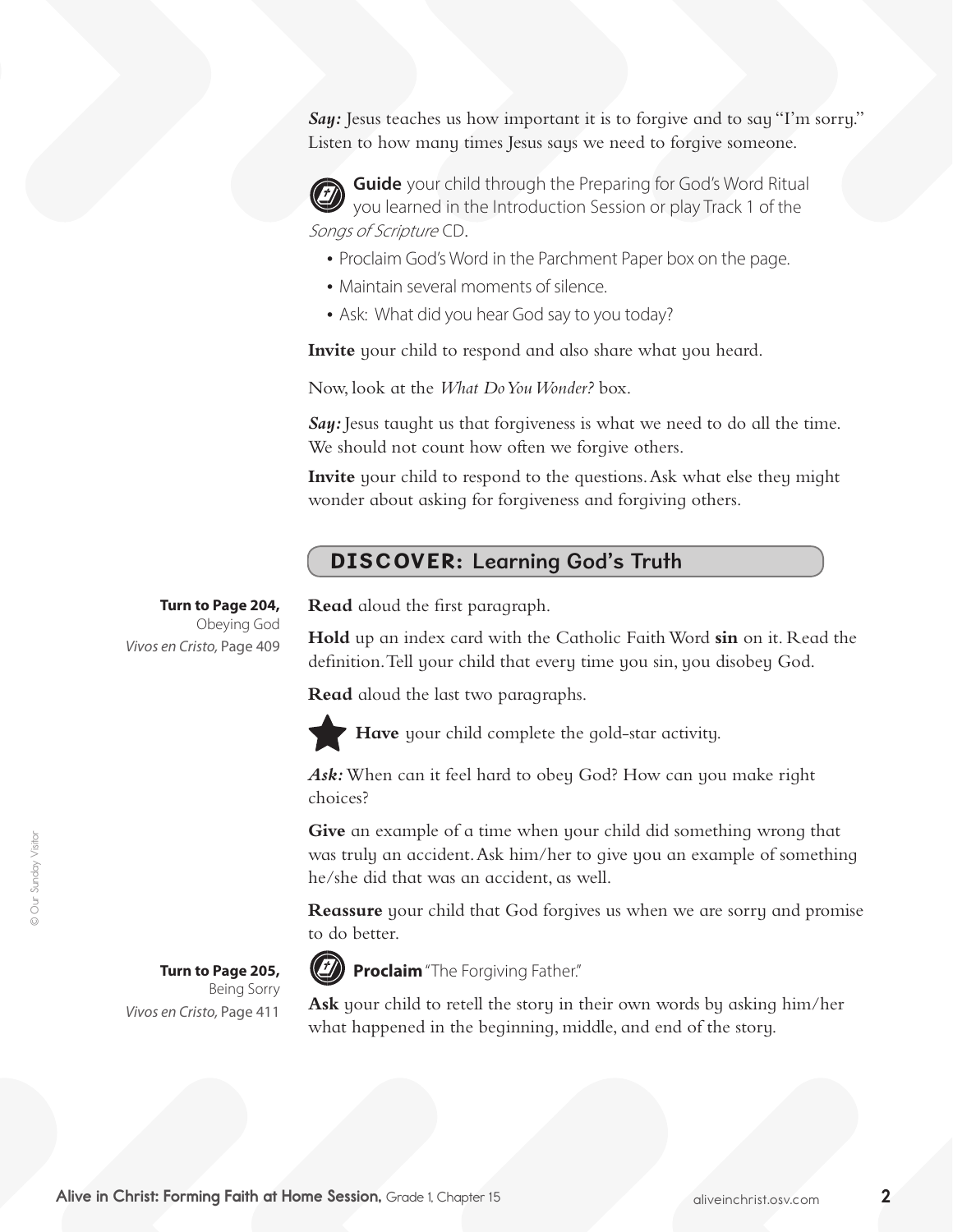*Say:* Jesus teaches us how important it is to forgive and to say "I'm sorry." Listen to how many times Jesus says we need to forgive someone.

**Guide** your child through the Preparing for God's Word Ritual you learned in the Introduction Session or play Track 1 of the *Songs of Scripture* CD.

- Proclaim God's Word in the Parchment Paper box on the page.
- Maintain several moments of silence.
- Ask: What did you hear God say to you today?

**Invite** your child to respond and also share what you heard.

Now, look at the *What Do You Wonder?* box.

*Say:* Jesus taught us that forgiveness is what we need to do all the time. We should not count how often we forgive others.

**Invite** your child to respond to the questions. Ask what else they might wonder about asking for forgiveness and forgiving others.

## DISCOVER: Learning God's Truth

**Turn to Page 204,** Obeying God
*Vivos en Cristo,* Page 409

**Read** aloud the first paragraph.

**Hold** up an index card with the Catholic Faith Word **sin** on it. Read the definition. Tell your child that every time you sin, you disobey God.

**Read** aloud the last two paragraphs.

**Have** your child complete the gold-star activity.

*Ask:* When can it feel hard to obey God? How can you make right choices?

**Give** an example of a time when your child did something wrong that was truly an accident. Ask him/her to give you an example of something he/she did that was an accident, as well.

**Reassure** your child that God forgives us when we are sorry and promise to do better.

**Turn to Page 205,** Being Sorry
*Vivos en Cristo,* Page 411

**Proclaim** "The Forgiving Father."

**Ask** your child to retell the story in their own words by asking him/her what happened in the beginning, middle, and end of the story.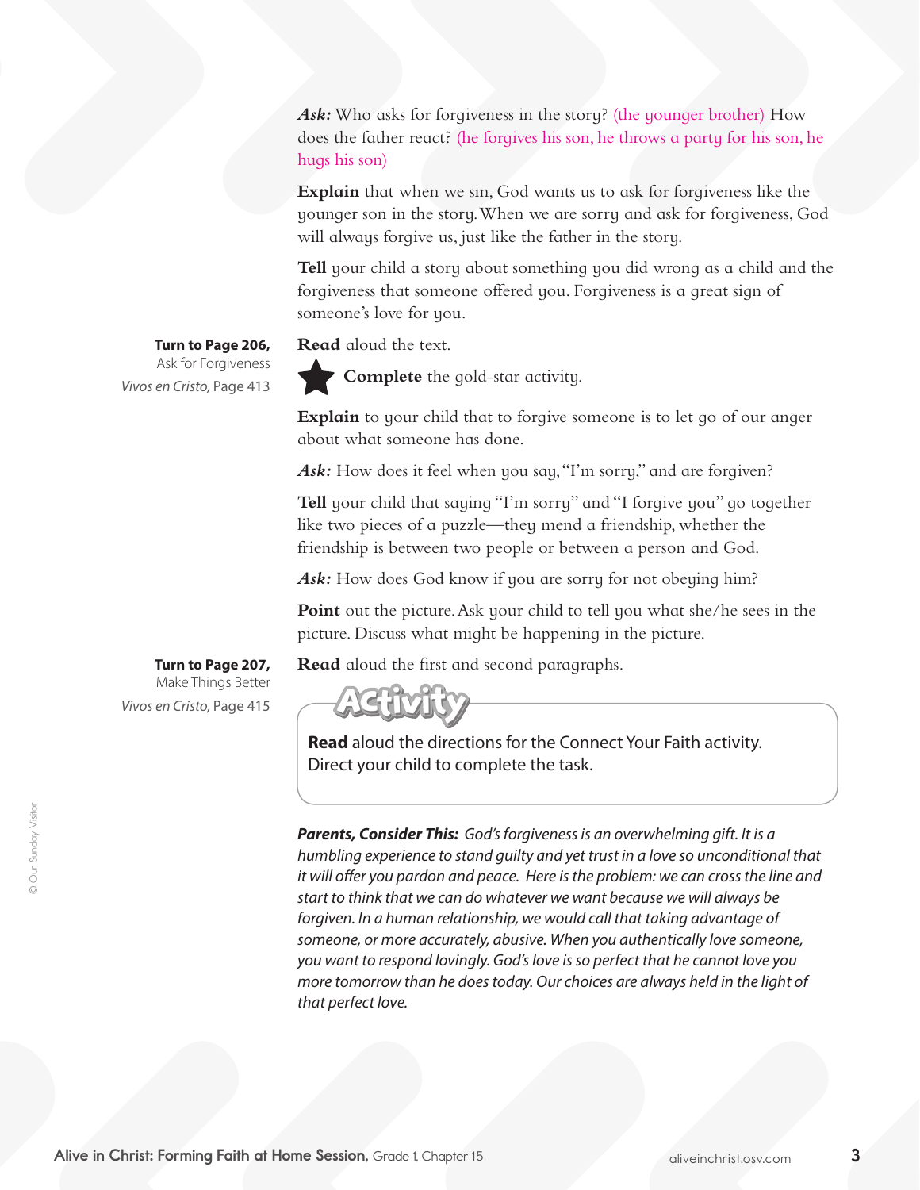***Ask:*** Who asks for forgiveness in the story? (the younger brother) How does the father react? (he forgives his son, he throws a party for his son, he hugs his son)

**Explain** that when we sin, God wants us to ask for forgiveness like the younger son in the story. When we are sorry and ask for forgiveness, God will always forgive us, just like the father in the story.

**Tell** your child a story about something you did wrong as a child and the forgiveness that someone offered you. Forgiveness is a great sign of someone's love for you.

**Turn to Page 206,** Ask for Forgiveness
*Vivos en Cristo,* Page 413

**Read** aloud the text.

★ **Complete** the gold-star activity.

**Explain** to your child that to forgive someone is to let go of our anger about what someone has done.

***Ask:*** How does it feel when you say, "I'm sorry," and are forgiven?

**Tell** your child that saying "I'm sorry" and "I forgive you" go together like two pieces of a puzzle—they mend a friendship, whether the friendship is between two people or between a person and God.

***Ask:*** How does God know if you are sorry for not obeying him?

**Point** out the picture. Ask your child to tell you what she/he sees in the picture. Discuss what might be happening in the picture.

**Turn to Page 207,** Make Things Better
*Vivos en Cristo,* Page 415

**Read** aloud the first and second paragraphs.

**Activity**

**Read** aloud the directions for the Connect Your Faith activity. Direct your child to complete the task.

***Parents, Consider This:*** *God's forgiveness is an overwhelming gift. It is a humbling experience to stand guilty and yet trust in a love so unconditional that it will offer you pardon and peace. Here is the problem: we can cross the line and start to think that we can do whatever we want because we will always be forgiven. In a human relationship, we would call that taking advantage of someone, or more accurately, abusive. When you authentically love someone, you want to respond lovingly. God's love is so perfect that he cannot love you more tomorrow than he does today. Our choices are always held in the light of that perfect love.*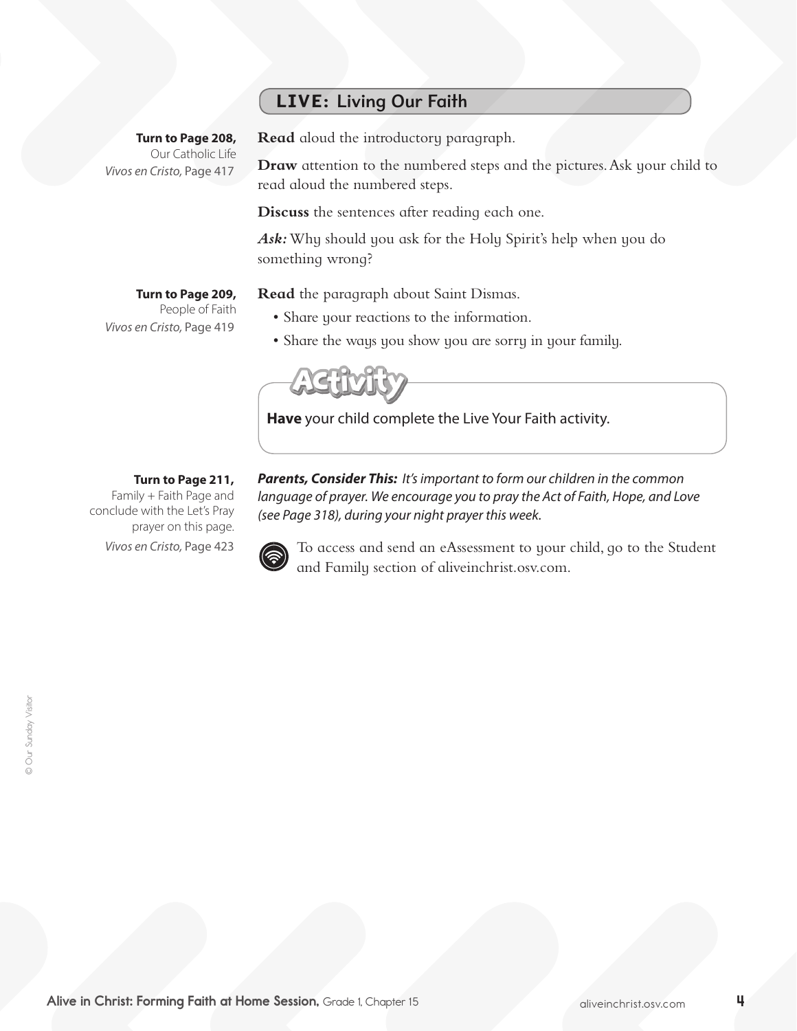## LIVE: Living Our Faith

**Turn to Page 208,**
Our Catholic Life
*Vivos en Cristo,* Page 417

**Read** aloud the introductory paragraph.

**Draw** attention to the numbered steps and the pictures. Ask your child to read aloud the numbered steps.

**Discuss** the sentences after reading each one.

***Ask:*** Why should you ask for the Holy Spirit's help when you do something wrong?

**Turn to Page 209,**
People of Faith
*Vivos en Cristo,* Page 419

**Read** the paragraph about Saint Dismas.

- Share your reactions to the information.
- Share the ways you show you are sorry in your family.

### Activity

**Have** your child complete the Live Your Faith activity.

**Turn to Page 211,**
Family + Faith Page and conclude with the Let's Pray prayer on this page.
*Vivos en Cristo,* Page 423

***Parents, Consider This:*** *It's important to form our children in the common language of prayer. We encourage you to pray the Act of Faith, Hope, and Love (see Page 318), during your night prayer this week.*

To access and send an eAssessment to your child, go to the Student and Family section of aliveinchrist.osv.com.